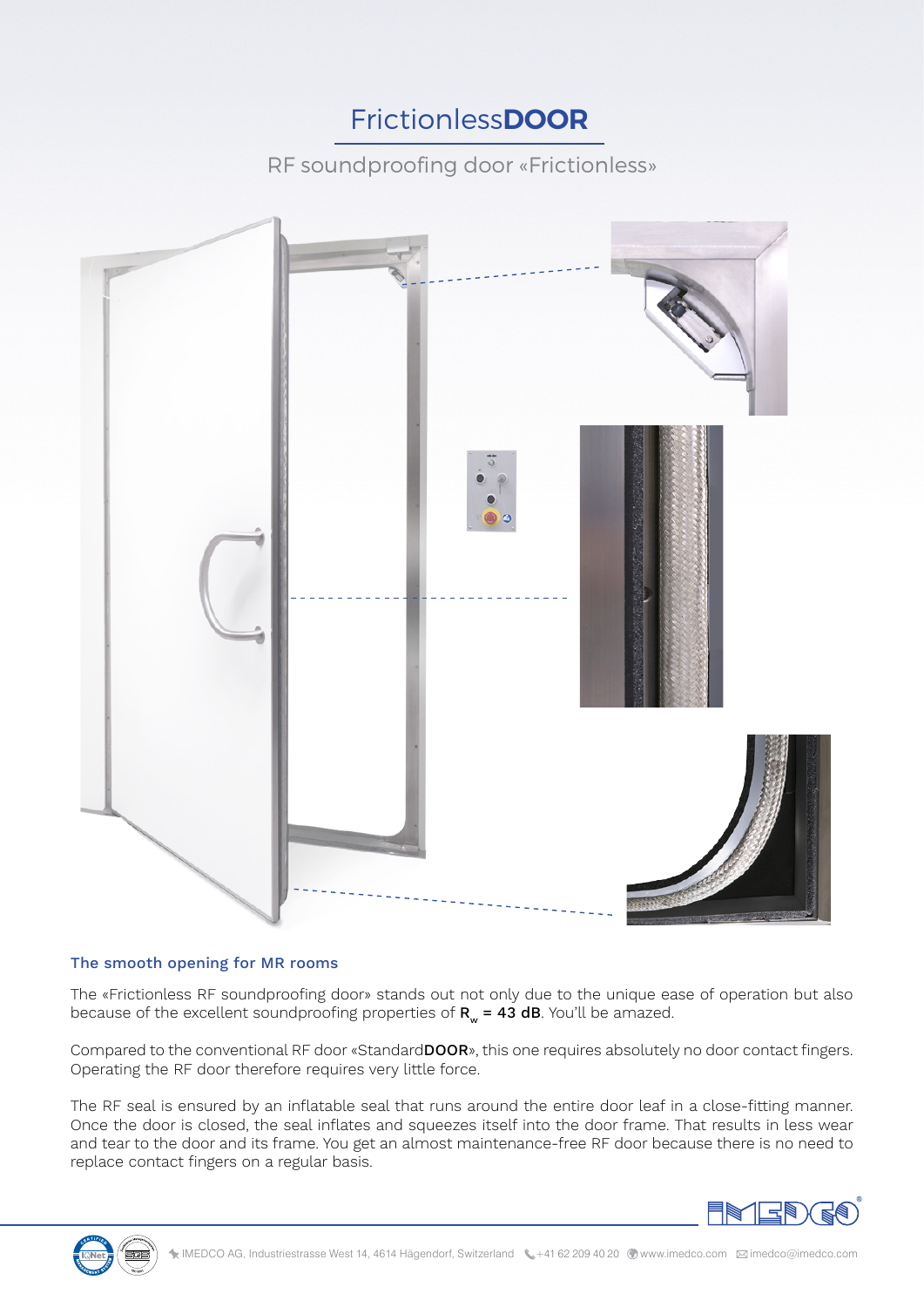# Frictionless**DOOR**

RF soundproofing door «Frictionless»

## The smooth opening for MR rooms

The «Frictionless RF soundproofing door» stands out not only due to the unique ease of operation but also because of the excellent soundproofing properties of **$R_w$ = 43 dB**. You'll be amazed.

Compared to the conventional RF door «Standard**DOOR**», this one requires absolutely no door contact fingers. Operating the RF door therefore requires very little force.

The RF seal is ensured by an inflatable seal that runs around the entire door leaf in a close-fitting manner. Once the door is closed, the seal inflates and squeezes itself into the door frame. That results in less wear and tear to the door and its frame. You get an almost maintenance-free RF door because there is no need to replace contact fingers on a regular basis.

IMEDCO AG, Industriestrasse West 14, 4614 Hägendorf, Switzerland · +41 62 209 40 20 · www.imedco.com · imedco@imedco.com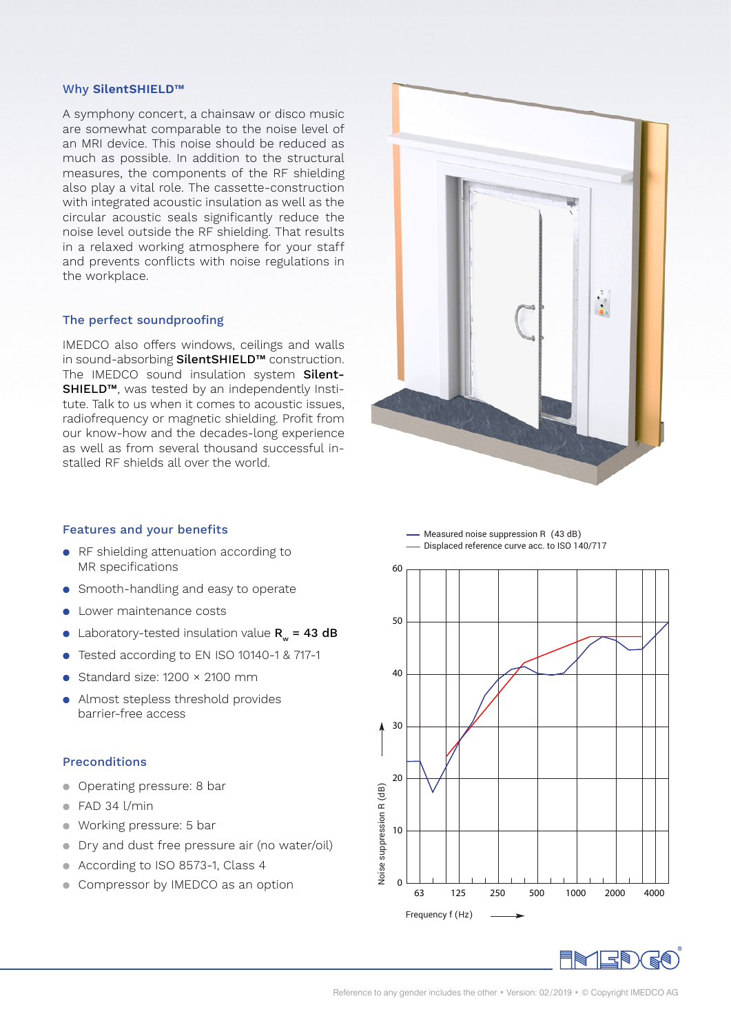## Why SilentSHIELD™

A symphony concert, a chainsaw or disco music are somewhat comparable to the noise level of an MRI device. This noise should be reduced as much as possible. In addition to the structural measures, the components of the RF shielding also play a vital role. The cassette-construction with integrated acoustic insulation as well as the circular acoustic seals significantly reduce the noise level outside the RF shielding. That results in a relaxed working atmosphere for your staff and prevents conflicts with noise regulations in the workplace.

## The perfect soundproofing

IMEDCO also offers windows, ceilings and walls in sound-absorbing **SilentSHIELD™** construction. The IMEDCO sound insulation system **SilentSHIELD™**, was tested by an independently Institute. Talk to us when it comes to acoustic issues, radiofrequency or magnetic shielding. Profit from our know-how and the decades-long experience as well as from several thousand successful installed RF shields all over the world.

## Features and your benefits

- RF shielding attenuation according to MR specifications
- Smooth-handling and easy to operate
- Lower maintenance costs
- Laboratory-tested insulation value **$R_w$ = 43 dB**
- Tested according to EN ISO 10140-1 & 717-1
- Standard size: 1200 × 2100 mm
- Almost stepless threshold provides barrier-free access

## Preconditions

- Operating pressure: 8 bar
- FAD 34 l/min
- Working pressure: 5 bar
- Dry and dust free pressure air (no water/oil)
- According to ISO 8573-1, Class 4
- Compressor by IMEDCO as an option

Measured noise suppression R (43 dB)
Displaced reference curve acc. to ISO 140/717

60
50
40
30
20
10
0

Noise suppression R (dB)

63 125 250 500 1000 2000 4000

Frequency f (Hz)

Reference to any gender includes the other • Version: 02/2019 • © Copyright IMEDCO AG